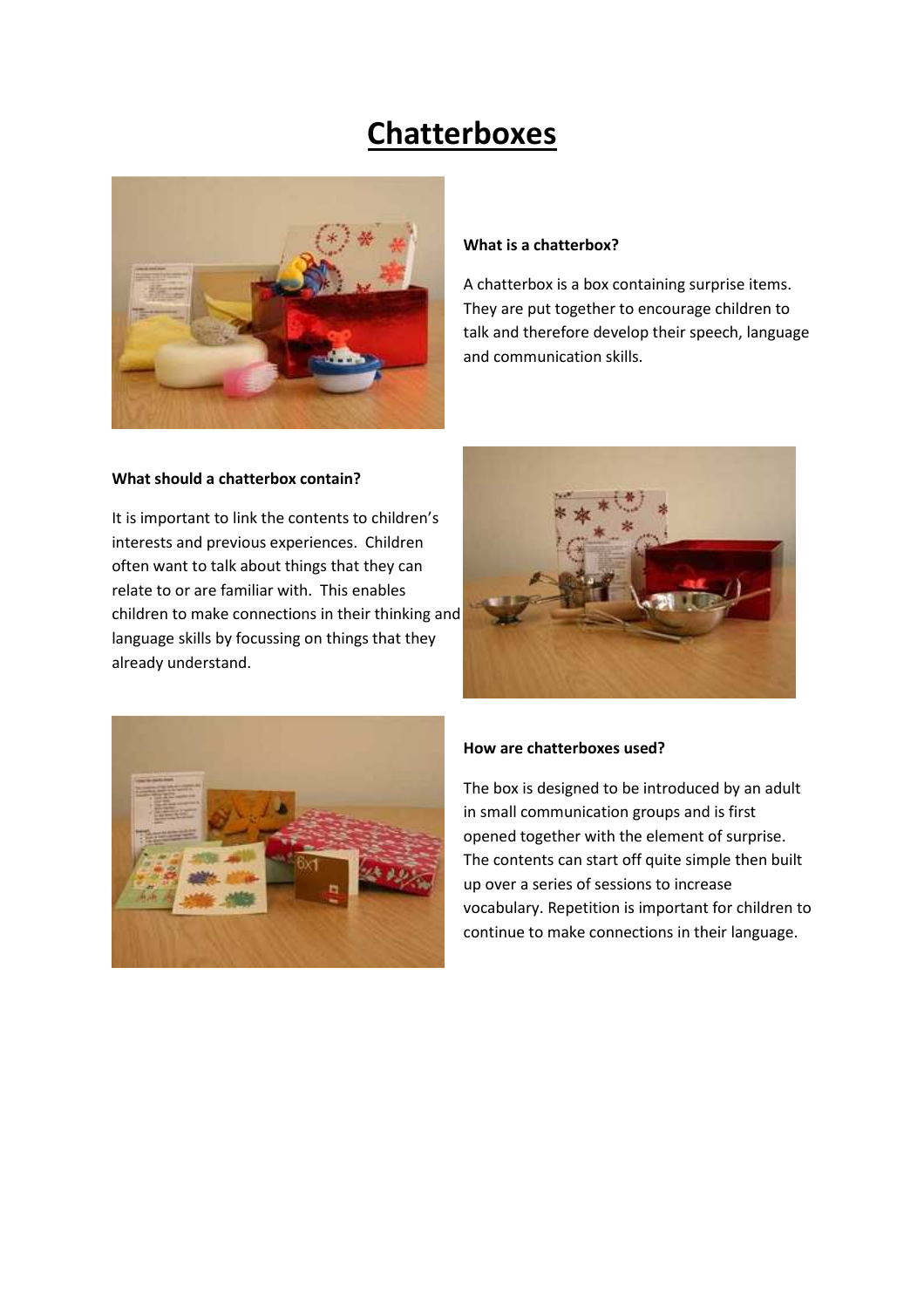# Chatterboxes

### What is a chatterbox?

A chatterbox is a box containing surprise items. They are put together to encourage children to talk and therefore develop their speech, language and communication skills.

### What should a chatterbox contain?

It is important to link the contents to children's interests and previous experiences. Children often want to talk about things that they can relate to or are familiar with. This enables children to make connections in their thinking and language skills by focussing on things that they already understand.

### How are chatterboxes used?

The box is designed to be introduced by an adult in small communication groups and is first opened together with the element of surprise. The contents can start off quite simple then built up over a series of sessions to increase vocabulary. Repetition is important for children to continue to make connections in their language.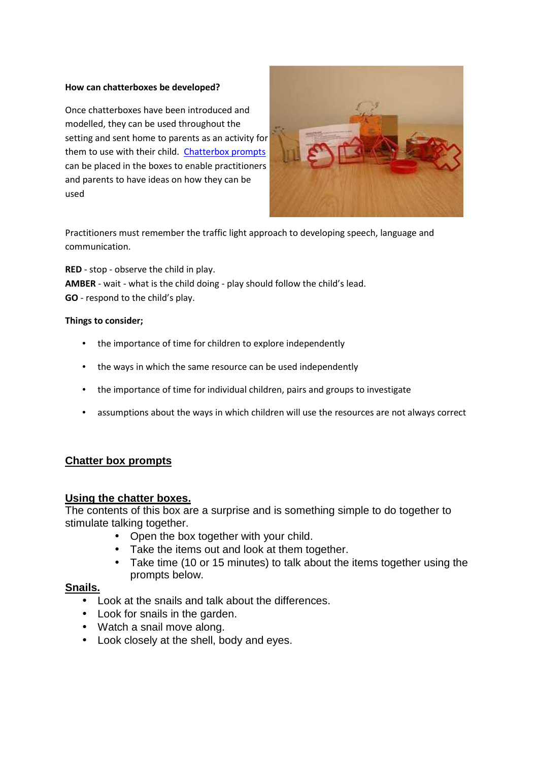**How can chatterboxes be developed?**

Once chatterboxes have been introduced and modelled, they can be used throughout the setting and sent home to parents as an activity for them to use with their child. [Chatterbox prompts](#) can be placed in the boxes to enable practitioners and parents to have ideas on how they can be used

Practitioners must remember the traffic light approach to developing speech, language and communication.

**RED** - stop - observe the child in play.
**AMBER** - wait - what is the child doing - play should follow the child's lead.
**GO** - respond to the child's play.

**Things to consider;**

- the importance of time for children to explore independently
- the ways in which the same resource can be used independently
- the importance of time for individual children, pairs and groups to investigate
- assumptions about the ways in which children will use the resources are not always correct

## Chatter box prompts

### Using the chatter boxes.

The contents of this box are a surprise and is something simple to do together to stimulate talking together.

- Open the box together with your child.
- Take the items out and look at them together.
- Take time (10 or 15 minutes) to talk about the items together using the prompts below.

### Snails.

- Look at the snails and talk about the differences.
- Look for snails in the garden.
- Watch a snail move along.
- Look closely at the shell, body and eyes.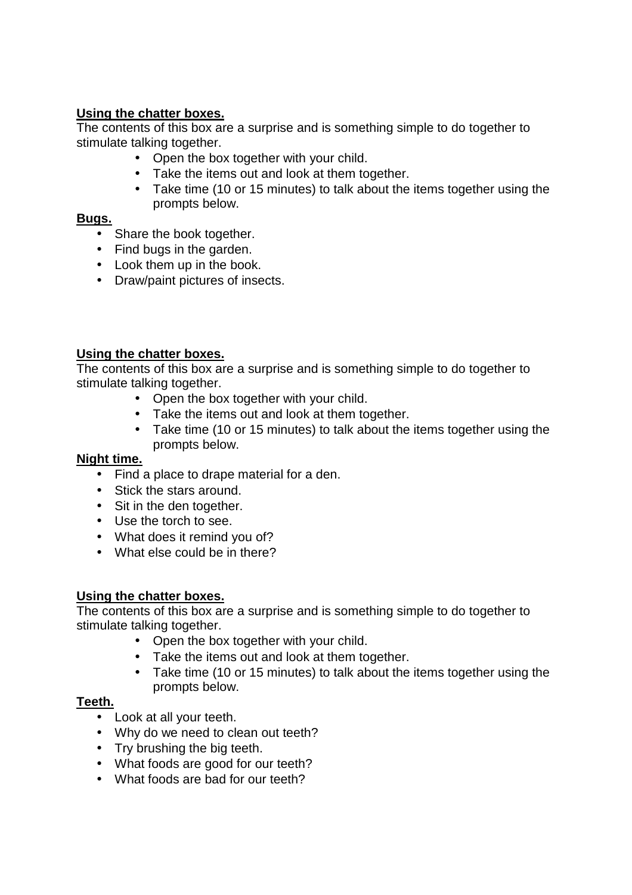**Using the chatter boxes.**

The contents of this box are a surprise and is something simple to do together to stimulate talking together.

- Open the box together with your child.
- Take the items out and look at them together.
- Take time (10 or 15 minutes) to talk about the items together using the prompts below.

**Bugs.**

- Share the book together.
- Find bugs in the garden.
- Look them up in the book.
- Draw/paint pictures of insects.

**Using the chatter boxes.**

The contents of this box are a surprise and is something simple to do together to stimulate talking together.

- Open the box together with your child.
- Take the items out and look at them together.
- Take time (10 or 15 minutes) to talk about the items together using the prompts below.

**Night time.**

- Find a place to drape material for a den.
- Stick the stars around.
- Sit in the den together.
- Use the torch to see.
- What does it remind you of?
- What else could be in there?

**Using the chatter boxes.**

The contents of this box are a surprise and is something simple to do together to stimulate talking together.

- Open the box together with your child.
- Take the items out and look at them together.
- Take time (10 or 15 minutes) to talk about the items together using the prompts below.

**Teeth.**

- Look at all your teeth.
- Why do we need to clean out teeth?
- Try brushing the big teeth.
- What foods are good for our teeth?
- What foods are bad for our teeth?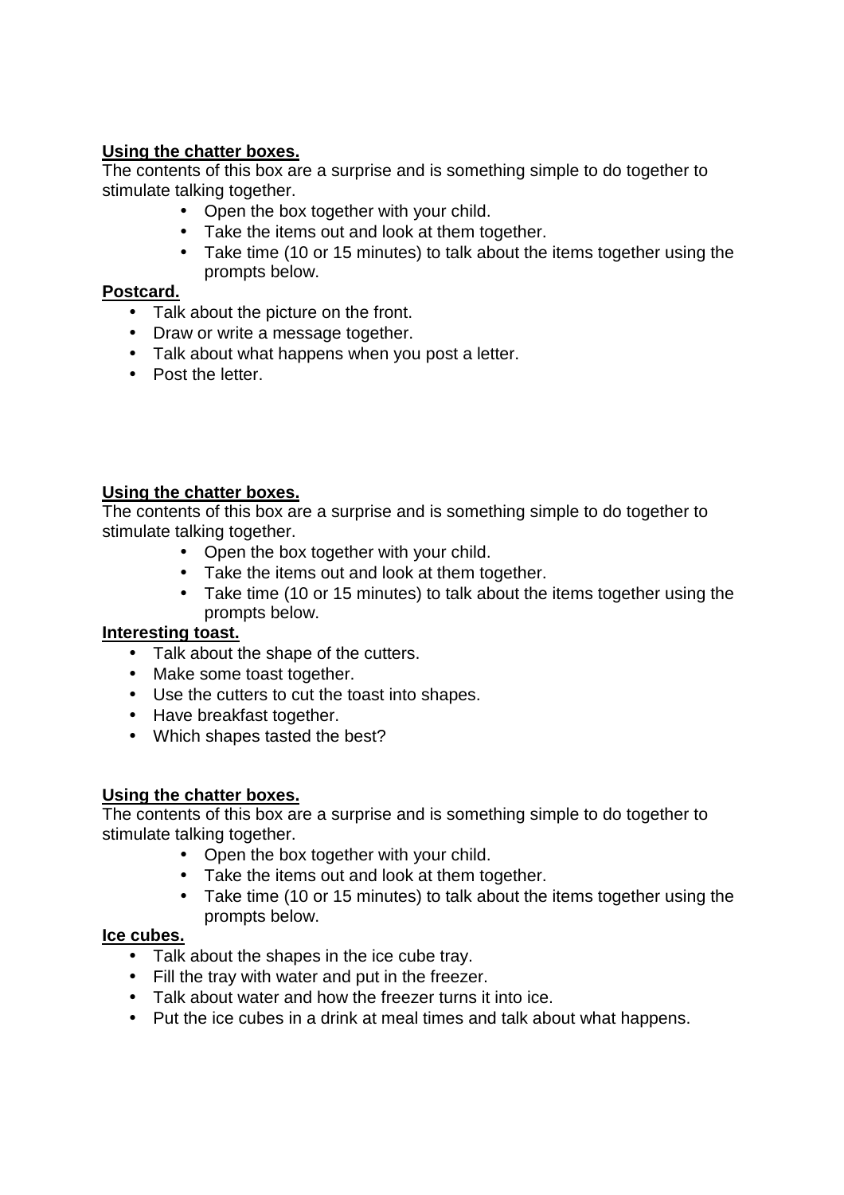**Using the chatter boxes.**

The contents of this box are a surprise and is something simple to do together to stimulate talking together.

- Open the box together with your child.
- Take the items out and look at them together.
- Take time (10 or 15 minutes) to talk about the items together using the prompts below.

**Postcard.**

- Talk about the picture on the front.
- Draw or write a message together.
- Talk about what happens when you post a letter.
- Post the letter.

**Using the chatter boxes.**

The contents of this box are a surprise and is something simple to do together to stimulate talking together.

- Open the box together with your child.
- Take the items out and look at them together.
- Take time (10 or 15 minutes) to talk about the items together using the prompts below.

**Interesting toast.**

- Talk about the shape of the cutters.
- Make some toast together.
- Use the cutters to cut the toast into shapes.
- Have breakfast together.
- Which shapes tasted the best?

**Using the chatter boxes.**

The contents of this box are a surprise and is something simple to do together to stimulate talking together.

- Open the box together with your child.
- Take the items out and look at them together.
- Take time (10 or 15 minutes) to talk about the items together using the prompts below.

**Ice cubes.**

- Talk about the shapes in the ice cube tray.
- Fill the tray with water and put in the freezer.
- Talk about water and how the freezer turns it into ice.
- Put the ice cubes in a drink at meal times and talk about what happens.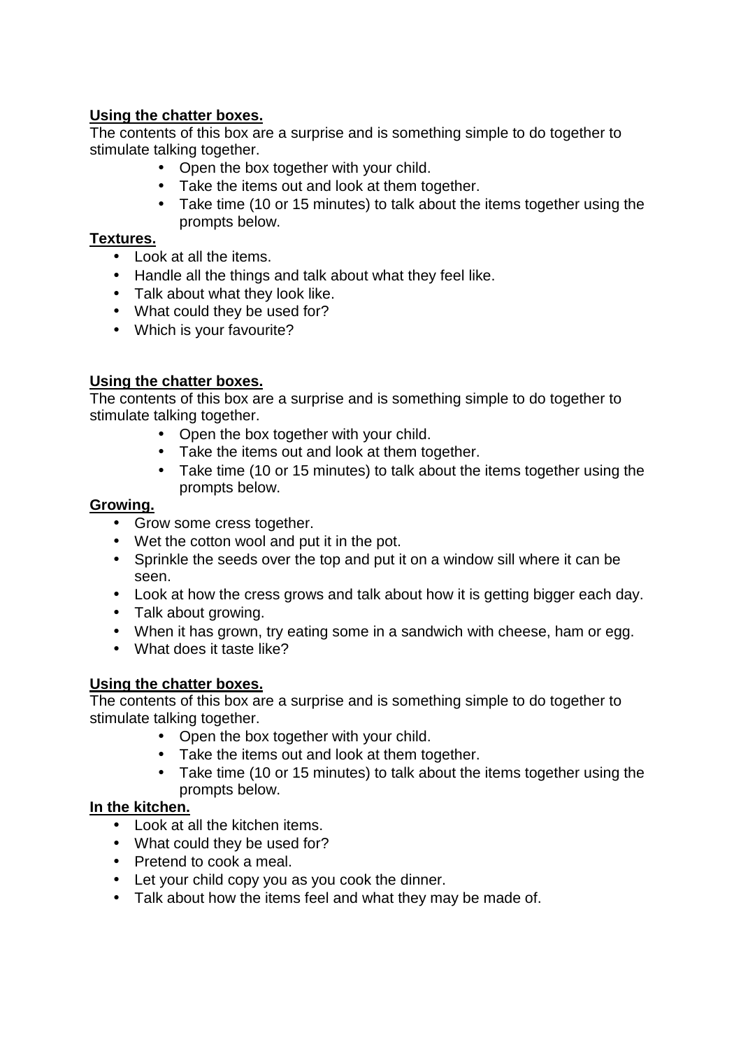**<u>Using the chatter boxes.</u>**

The contents of this box are a surprise and is something simple to do together to stimulate talking together.

- Open the box together with your child.
- Take the items out and look at them together.
- Take time (10 or 15 minutes) to talk about the items together using the prompts below.

**<u>Textures.</u>**

- Look at all the items.
- Handle all the things and talk about what they feel like.
- Talk about what they look like.
- What could they be used for?
- Which is your favourite?

**<u>Using the chatter boxes.</u>**

The contents of this box are a surprise and is something simple to do together to stimulate talking together.

- Open the box together with your child.
- Take the items out and look at them together.
- Take time (10 or 15 minutes) to talk about the items together using the prompts below.

**<u>Growing.</u>**

- Grow some cress together.
- Wet the cotton wool and put it in the pot.
- Sprinkle the seeds over the top and put it on a window sill where it can be seen.
- Look at how the cress grows and talk about how it is getting bigger each day.
- Talk about growing.
- When it has grown, try eating some in a sandwich with cheese, ham or egg.
- What does it taste like?

**<u>Using the chatter boxes.</u>**

The contents of this box are a surprise and is something simple to do together to stimulate talking together.

- Open the box together with your child.
- Take the items out and look at them together.
- Take time (10 or 15 minutes) to talk about the items together using the prompts below.

**<u>In the kitchen.</u>**

- Look at all the kitchen items.
- What could they be used for?
- Pretend to cook a meal.
- Let your child copy you as you cook the dinner.
- Talk about how the items feel and what they may be made of.